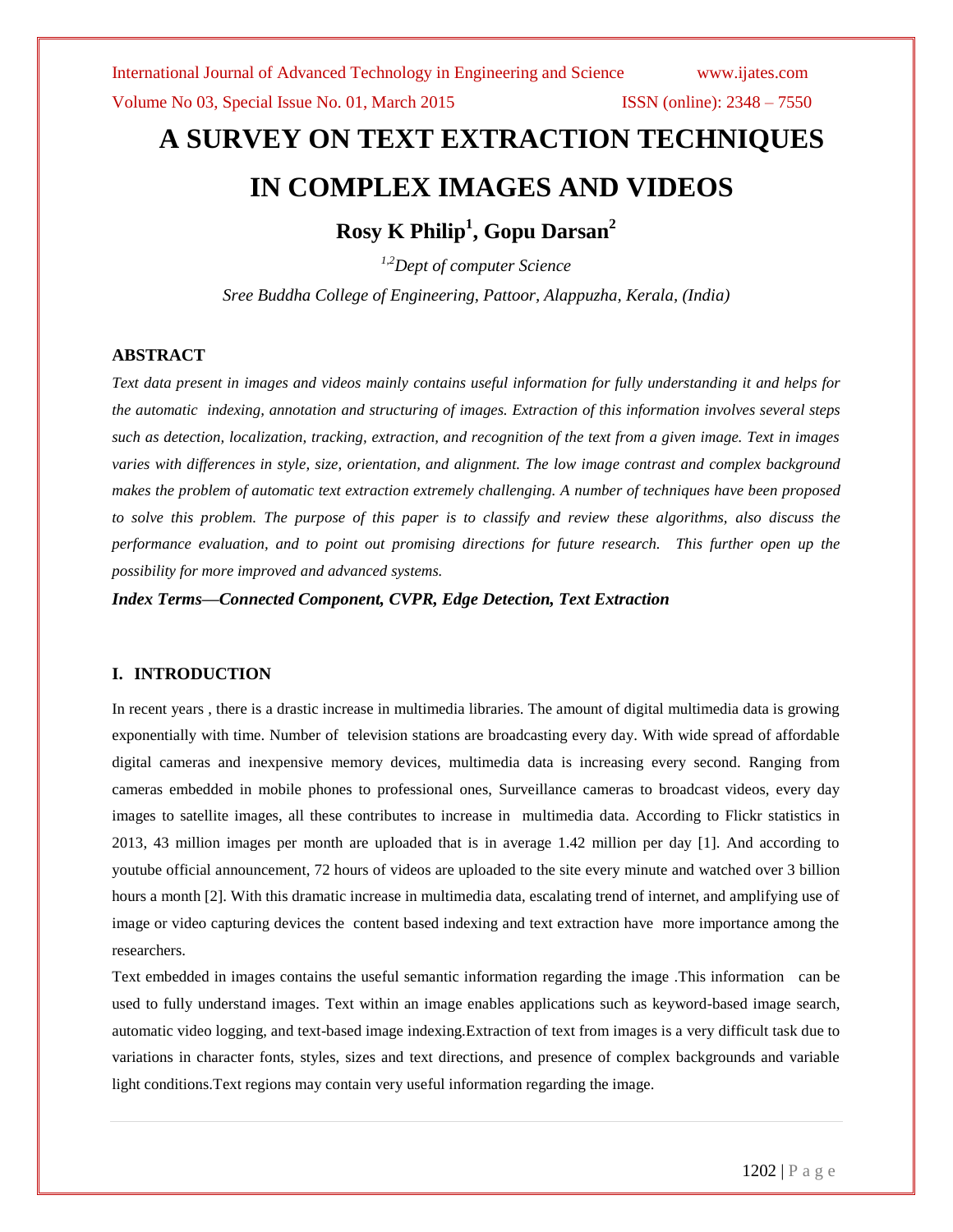# A SURVEY ON TEXT EXTRACTION TECHNIQUES IN COMPLEX IMAGES AND VIDEOS

**Rosy K Philip[1], Gopu Darsan[2]**

*[1,2]Dept of computer Science*

*Sree Buddha College of Engineering, Pattoor, Alappuzha, Kerala, (India)*

## ABSTRACT

*Text data present in images and videos mainly contains useful information for fully understanding it and helps for the automatic indexing, annotation and structuring of images. Extraction of this information involves several steps such as detection, localization, tracking, extraction, and recognition of the text from a given image. Text in images varies with differences in style, size, orientation, and alignment. The low image contrast and complex background makes the problem of automatic text extraction extremely challenging. A number of techniques have been proposed to solve this problem. The purpose of this paper is to classify and review these algorithms, also discuss the performance evaluation, and to point out promising directions for future research. This further open up the possibility for more improved and advanced systems.*

***Index Terms—Connected Component, CVPR, Edge Detection, Text Extraction***

## I. INTRODUCTION

In recent years , there is a drastic increase in multimedia libraries. The amount of digital multimedia data is growing exponentially with time. Number of television stations are broadcasting every day. With wide spread of affordable digital cameras and inexpensive memory devices, multimedia data is increasing every second. Ranging from cameras embedded in mobile phones to professional ones, Surveillance cameras to broadcast videos, every day images to satellite images, all these contributes to increase in multimedia data. According to Flickr statistics in 2013, 43 million images per month are uploaded that is in average 1.42 million per day [1]. And according to youtube official announcement, 72 hours of videos are uploaded to the site every minute and watched over 3 billion hours a month [2]. With this dramatic increase in multimedia data, escalating trend of internet, and amplifying use of image or video capturing devices the content based indexing and text extraction have more importance among the researchers.

Text embedded in images contains the useful semantic information regarding the image .This information can be used to fully understand images. Text within an image enables applications such as keyword-based image search, automatic video logging, and text-based image indexing.Extraction of text from images is a very difficult task due to variations in character fonts, styles, sizes and text directions, and presence of complex backgrounds and variable light conditions.Text regions may contain very useful information regarding the image.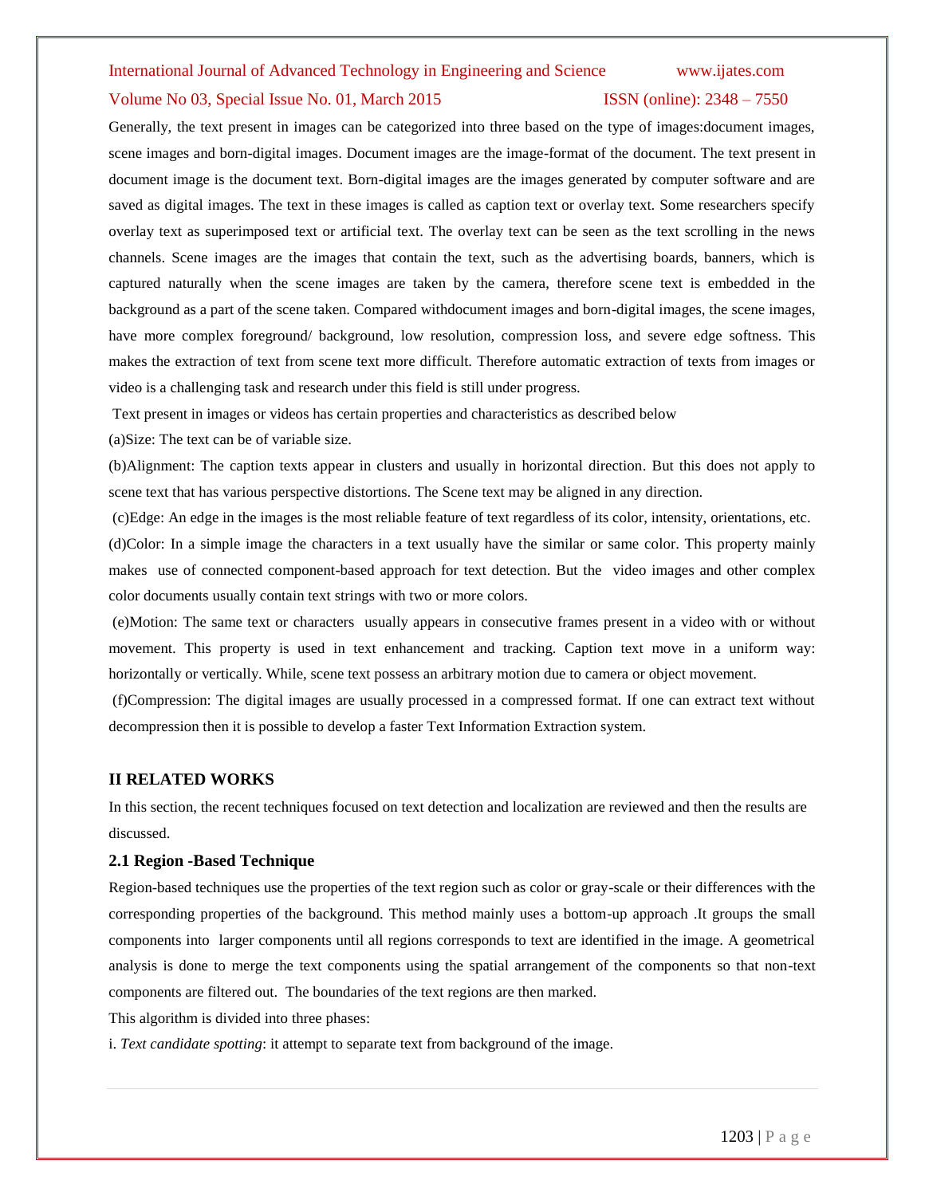Generally, the text present in images can be categorized into three based on the type of images:document images, scene images and born-digital images. Document images are the image-format of the document. The text present in document image is the document text. Born-digital images are the images generated by computer software and are saved as digital images. The text in these images is called as caption text or overlay text. Some researchers specify overlay text as superimposed text or artificial text. The overlay text can be seen as the text scrolling in the news channels. Scene images are the images that contain the text, such as the advertising boards, banners, which is captured naturally when the scene images are taken by the camera, therefore scene text is embedded in the background as a part of the scene taken. Compared withdocument images and born-digital images, the scene images, have more complex foreground/ background, low resolution, compression loss, and severe edge softness. This makes the extraction of text from scene text more difficult. Therefore automatic extraction of texts from images or video is a challenging task and research under this field is still under progress.

Text present in images or videos has certain properties and characteristics as described below

(a)Size: The text can be of variable size.

(b)Alignment: The caption texts appear in clusters and usually in horizontal direction. But this does not apply to scene text that has various perspective distortions. The Scene text may be aligned in any direction.

(c)Edge: An edge in the images is the most reliable feature of text regardless of its color, intensity, orientations, etc.

(d)Color: In a simple image the characters in a text usually have the similar or same color. This property mainly makes use of connected component-based approach for text detection. But the video images and other complex color documents usually contain text strings with two or more colors.

(e)Motion: The same text or characters usually appears in consecutive frames present in a video with or without movement. This property is used in text enhancement and tracking. Caption text move in a uniform way: horizontally or vertically. While, scene text possess an arbitrary motion due to camera or object movement.

(f)Compression: The digital images are usually processed in a compressed format. If one can extract text without decompression then it is possible to develop a faster Text Information Extraction system.

## II RELATED WORKS

In this section, the recent techniques focused on text detection and localization are reviewed and then the results are discussed.

### 2.1 Region -Based Technique

Region-based techniques use the properties of the text region such as color or gray-scale or their differences with the corresponding properties of the background. This method mainly uses a bottom-up approach .It groups the small components into larger components until all regions corresponds to text are identified in the image. A geometrical analysis is done to merge the text components using the spatial arrangement of the components so that non-text components are filtered out. The boundaries of the text regions are then marked.

This algorithm is divided into three phases:

i. *Text candidate spotting*: it attempt to separate text from background of the image.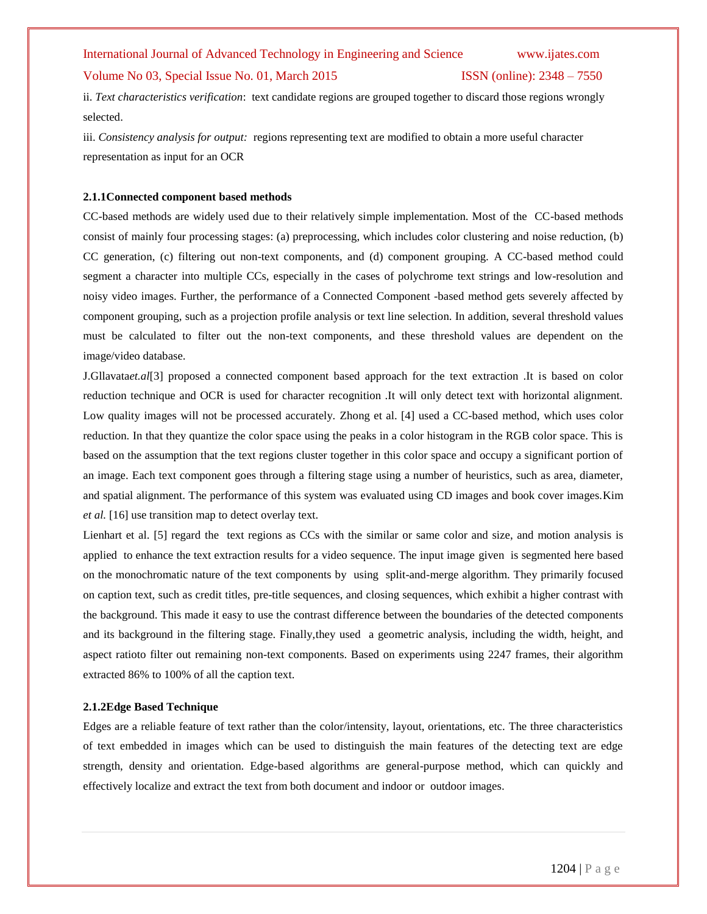ii. *Text characteristics verification*: text candidate regions are grouped together to discard those regions wrongly selected.

iii. *Consistency analysis for output:* regions representing text are modified to obtain a more useful character representation as input for an OCR

### 2.1.1Connected component based methods

CC-based methods are widely used due to their relatively simple implementation. Most of the CC-based methods consist of mainly four processing stages: (a) preprocessing, which includes color clustering and noise reduction, (b) CC generation, (c) filtering out non-text components, and (d) component grouping. A CC-based method could segment a character into multiple CCs, especially in the cases of polychrome text strings and low-resolution and noisy video images. Further, the performance of a Connected Component -based method gets severely affected by component grouping, such as a projection profile analysis or text line selection. In addition, several threshold values must be calculated to filter out the non-text components, and these threshold values are dependent on the image/video database.

J.Gllavata*et.al*[3] proposed a connected component based approach for the text extraction .It is based on color reduction technique and OCR is used for character recognition .It will only detect text with horizontal alignment. Low quality images will not be processed accurately. Zhong et al. [4] used a CC-based method, which uses color reduction. In that they quantize the color space using the peaks in a color histogram in the RGB color space. This is based on the assumption that the text regions cluster together in this color space and occupy a significant portion of an image. Each text component goes through a filtering stage using a number of heuristics, such as area, diameter, and spatial alignment. The performance of this system was evaluated using CD images and book cover images.Kim *et al.* [16] use transition map to detect overlay text.

Lienhart et al. [5] regard the text regions as CCs with the similar or same color and size, and motion analysis is applied to enhance the text extraction results for a video sequence. The input image given is segmented here based on the monochromatic nature of the text components by using split-and-merge algorithm. They primarily focused on caption text, such as credit titles, pre-title sequences, and closing sequences, which exhibit a higher contrast with the background. This made it easy to use the contrast difference between the boundaries of the detected components and its background in the filtering stage. Finally,they used a geometric analysis, including the width, height, and aspect ratioto filter out remaining non-text components. Based on experiments using 2247 frames, their algorithm extracted 86% to 100% of all the caption text.

### 2.1.2Edge Based Technique

Edges are a reliable feature of text rather than the color/intensity, layout, orientations, etc. The three characteristics of text embedded in images which can be used to distinguish the main features of the detecting text are edge strength, density and orientation. Edge-based algorithms are general-purpose method, which can quickly and effectively localize and extract the text from both document and indoor or outdoor images.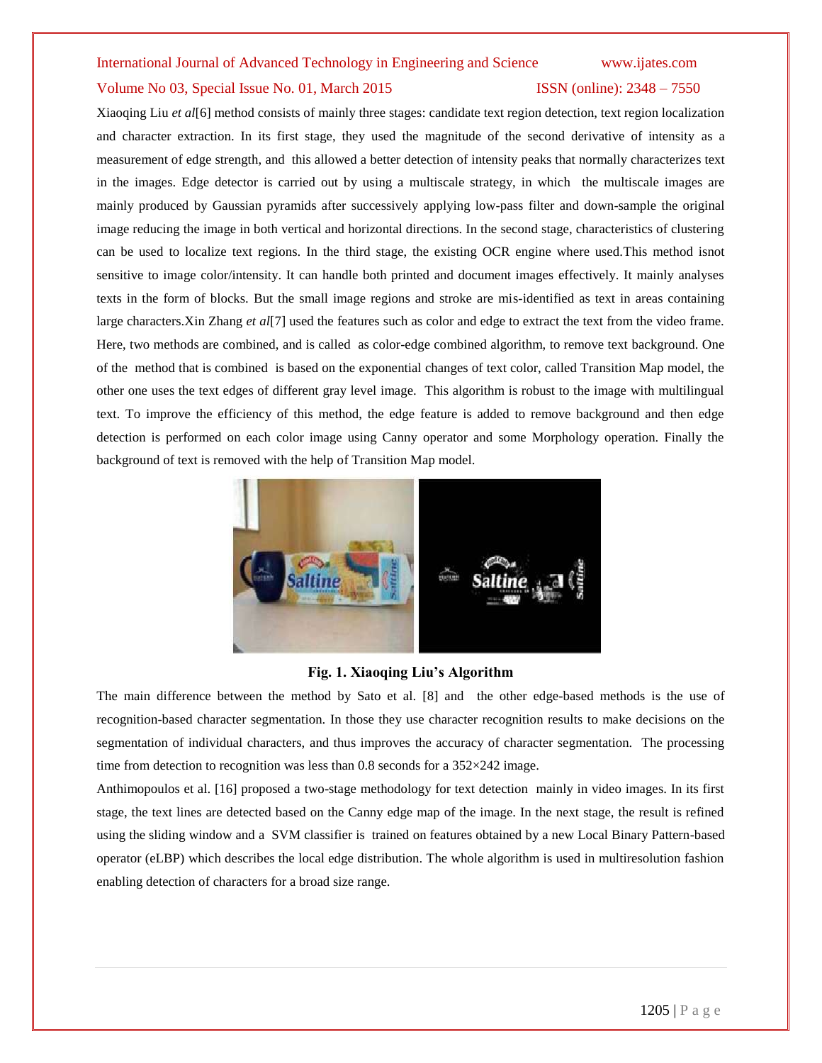Xiaoqing Liu *et al*[6] method consists of mainly three stages: candidate text region detection, text region localization and character extraction. In its first stage, they used the magnitude of the second derivative of intensity as a measurement of edge strength, and this allowed a better detection of intensity peaks that normally characterizes text in the images. Edge detector is carried out by using a multiscale strategy, in which the multiscale images are mainly produced by Gaussian pyramids after successively applying low-pass filter and down-sample the original image reducing the image in both vertical and horizontal directions. In the second stage, characteristics of clustering can be used to localize text regions. In the third stage, the existing OCR engine where used.This method isnot sensitive to image color/intensity. It can handle both printed and document images effectively. It mainly analyses texts in the form of blocks. But the small image regions and stroke are mis-identified as text in areas containing large characters.Xin Zhang *et al*[7] used the features such as color and edge to extract the text from the video frame. Here, two methods are combined, and is called as color-edge combined algorithm, to remove text background. One of the method that is combined is based on the exponential changes of text color, called Transition Map model, the other one uses the text edges of different gray level image. This algorithm is robust to the image with multilingual text. To improve the efficiency of this method, the edge feature is added to remove background and then edge detection is performed on each color image using Canny operator and some Morphology operation. Finally the background of text is removed with the help of Transition Map model.

**Fig. 1. Xiaoqing Liu's Algorithm**

The main difference between the method by Sato et al. [8] and the other edge-based methods is the use of recognition-based character segmentation. In those they use character recognition results to make decisions on the segmentation of individual characters, and thus improves the accuracy of character segmentation. The processing time from detection to recognition was less than 0.8 seconds for a 352×242 image.

Anthimopoulos et al. [16] proposed a two-stage methodology for text detection mainly in video images. In its first stage, the text lines are detected based on the Canny edge map of the image. In the next stage, the result is refined using the sliding window and a SVM classifier is trained on features obtained by a new Local Binary Pattern-based operator (eLBP) which describes the local edge distribution. The whole algorithm is used in multiresolution fashion enabling detection of characters for a broad size range.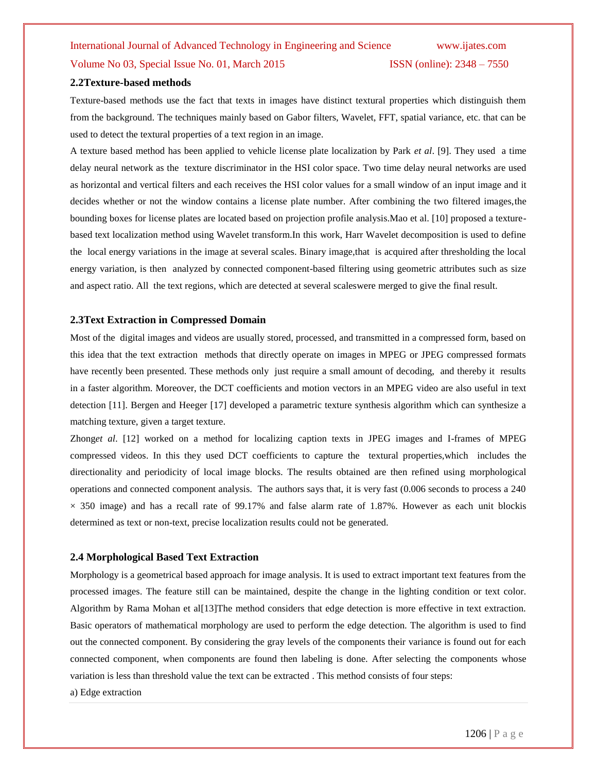## 2.2Texture-based methods

Texture-based methods use the fact that texts in images have distinct textural properties which distinguish them from the background. The techniques mainly based on Gabor filters, Wavelet, FFT, spatial variance, etc. that can be used to detect the textural properties of a text region in an image.

A texture based method has been applied to vehicle license plate localization by Park *et al*. [9]. They used a time delay neural network as the texture discriminator in the HSI color space. Two time delay neural networks are used as horizontal and vertical filters and each receives the HSI color values for a small window of an input image and it decides whether or not the window contains a license plate number. After combining the two filtered images,the bounding boxes for license plates are located based on projection profile analysis.Mao et al. [10] proposed a texture-based text localization method using Wavelet transform.In this work, Harr Wavelet decomposition is used to define the local energy variations in the image at several scales. Binary image,that is acquired after thresholding the local energy variation, is then analyzed by connected component-based filtering using geometric attributes such as size and aspect ratio. All the text regions, which are detected at several scaleswere merged to give the final result.

## 2.3Text Extraction in Compressed Domain

Most of the digital images and videos are usually stored, processed, and transmitted in a compressed form, based on this idea that the text extraction methods that directly operate on images in MPEG or JPEG compressed formats have recently been presented. These methods only just require a small amount of decoding, and thereby it results in a faster algorithm. Moreover, the DCT coefficients and motion vectors in an MPEG video are also useful in text detection [11]. Bergen and Heeger [17] developed a parametric texture synthesis algorithm which can synthesize a matching texture, given a target texture.

Zhong*et al*. [12] worked on a method for localizing caption texts in JPEG images and I-frames of MPEG compressed videos. In this they used DCT coefficients to capture the textural properties,which includes the directionality and periodicity of local image blocks. The results obtained are then refined using morphological operations and connected component analysis. The authors says that, it is very fast (0.006 seconds to process a 240 × 350 image) and has a recall rate of 99.17% and false alarm rate of 1.87%. However as each unit blockis determined as text or non-text, precise localization results could not be generated.

## 2.4 Morphological Based Text Extraction

Morphology is a geometrical based approach for image analysis. It is used to extract important text features from the processed images. The feature still can be maintained, despite the change in the lighting condition or text color. Algorithm by Rama Mohan et al[13]The method considers that edge detection is more effective in text extraction. Basic operators of mathematical morphology are used to perform the edge detection. The algorithm is used to find out the connected component. By considering the gray levels of the components their variance is found out for each connected component, when components are found then labeling is done. After selecting the components whose variation is less than threshold value the text can be extracted . This method consists of four steps:

a) Edge extraction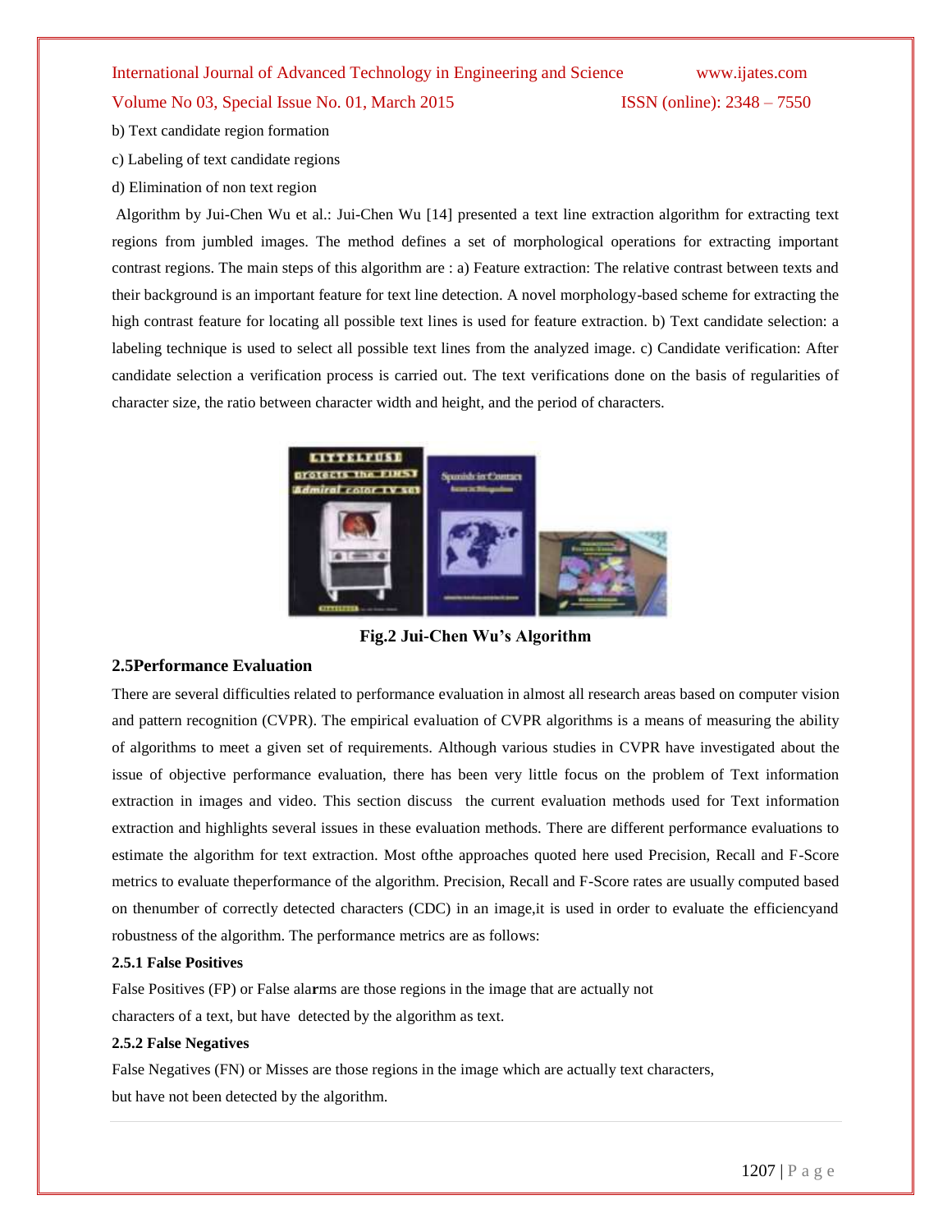b) Text candidate region formation

c) Labeling of text candidate regions

d) Elimination of non text region

Algorithm by Jui-Chen Wu et al.: Jui-Chen Wu [14] presented a text line extraction algorithm for extracting text regions from jumbled images. The method defines a set of morphological operations for extracting important contrast regions. The main steps of this algorithm are : a) Feature extraction: The relative contrast between texts and their background is an important feature for text line detection. A novel morphology-based scheme for extracting the high contrast feature for locating all possible text lines is used for feature extraction. b) Text candidate selection: a labeling technique is used to select all possible text lines from the analyzed image. c) Candidate verification: After candidate selection a verification process is carried out. The text verifications done on the basis of regularities of character size, the ratio between character width and height, and the period of characters.

**Fig.2 Jui-Chen Wu's Algorithm**

### 2.5Performance Evaluation

There are several difficulties related to performance evaluation in almost all research areas based on computer vision and pattern recognition (CVPR). The empirical evaluation of CVPR algorithms is a means of measuring the ability of algorithms to meet a given set of requirements. Although various studies in CVPR have investigated about the issue of objective performance evaluation, there has been very little focus on the problem of Text information extraction in images and video. This section discuss the current evaluation methods used for Text information extraction and highlights several issues in these evaluation methods. There are different performance evaluations to estimate the algorithm for text extraction. Most ofthe approaches quoted here used Precision, Recall and F-Score metrics to evaluate theperformance of the algorithm. Precision, Recall and F-Score rates are usually computed based on thenumber of correctly detected characters (CDC) in an image,it is used in order to evaluate the efficiencyand robustness of the algorithm. The performance metrics are as follows:

#### 2.5.1 False Positives

False Positives (FP) or False alarms are those regions in the image that are actually not characters of a text, but have detected by the algorithm as text.

#### 2.5.2 False Negatives

False Negatives (FN) or Misses are those regions in the image which are actually text characters, but have not been detected by the algorithm.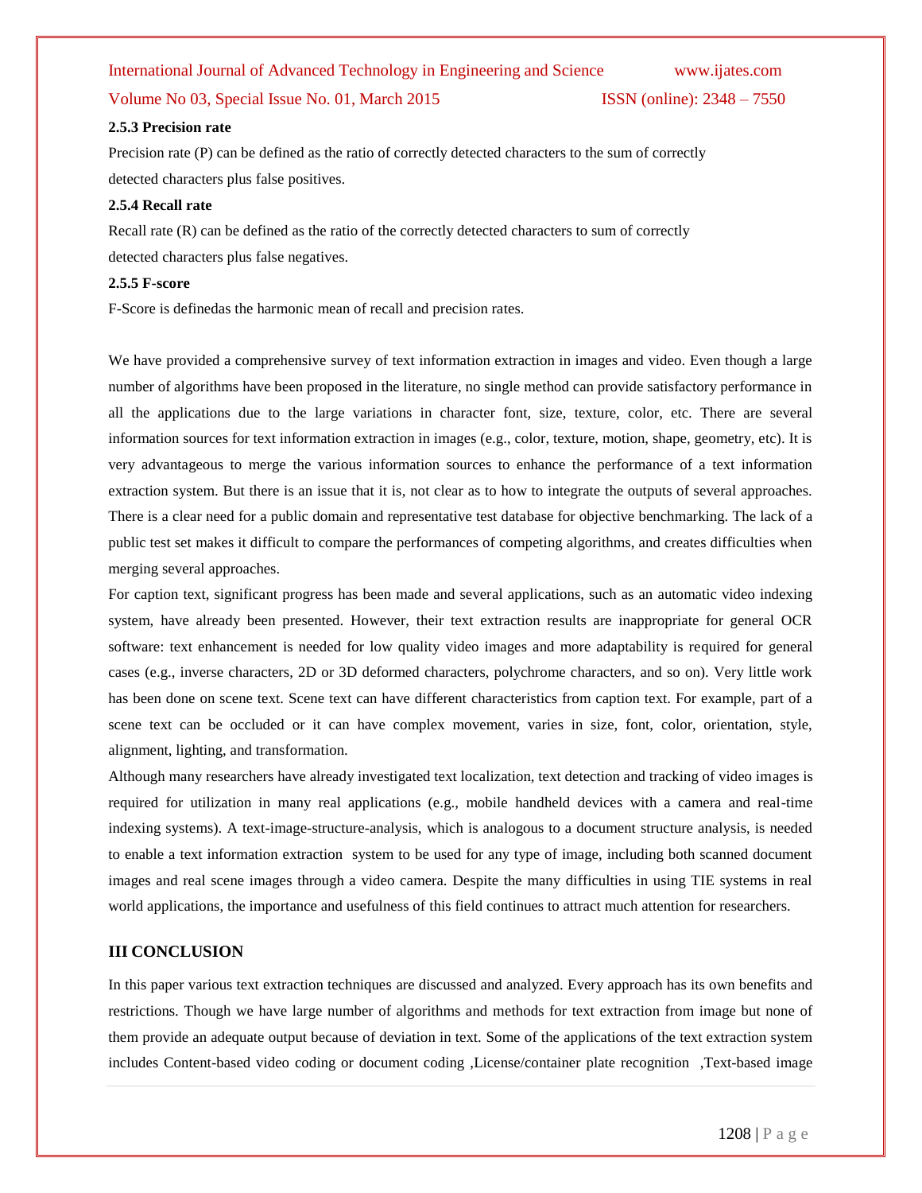### 2.5.3 Precision rate

Precision rate (P) can be defined as the ratio of correctly detected characters to the sum of correctly detected characters plus false positives.

### 2.5.4 Recall rate

Recall rate (R) can be defined as the ratio of the correctly detected characters to sum of correctly detected characters plus false negatives.

### 2.5.5 F-score

F-Score is definedas the harmonic mean of recall and precision rates.

We have provided a comprehensive survey of text information extraction in images and video. Even though a large number of algorithms have been proposed in the literature, no single method can provide satisfactory performance in all the applications due to the large variations in character font, size, texture, color, etc. There are several information sources for text information extraction in images (e.g., color, texture, motion, shape, geometry, etc). It is very advantageous to merge the various information sources to enhance the performance of a text information extraction system. But there is an issue that it is, not clear as to how to integrate the outputs of several approaches. There is a clear need for a public domain and representative test database for objective benchmarking. The lack of a public test set makes it difficult to compare the performances of competing algorithms, and creates difficulties when merging several approaches.

For caption text, significant progress has been made and several applications, such as an automatic video indexing system, have already been presented. However, their text extraction results are inappropriate for general OCR software: text enhancement is needed for low quality video images and more adaptability is required for general cases (e.g., inverse characters, 2D or 3D deformed characters, polychrome characters, and so on). Very little work has been done on scene text. Scene text can have different characteristics from caption text. For example, part of a scene text can be occluded or it can have complex movement, varies in size, font, color, orientation, style, alignment, lighting, and transformation.

Although many researchers have already investigated text localization, text detection and tracking of video images is required for utilization in many real applications (e.g., mobile handheld devices with a camera and real-time indexing systems). A text-image-structure-analysis, which is analogous to a document structure analysis, is needed to enable a text information extraction system to be used for any type of image, including both scanned document images and real scene images through a video camera. Despite the many difficulties in using TIE systems in real world applications, the importance and usefulness of this field continues to attract much attention for researchers.

## III CONCLUSION

In this paper various text extraction techniques are discussed and analyzed. Every approach has its own benefits and restrictions. Though we have large number of algorithms and methods for text extraction from image but none of them provide an adequate output because of deviation in text. Some of the applications of the text extraction system includes Content-based video coding or document coding ,License/container plate recognition ,Text-based image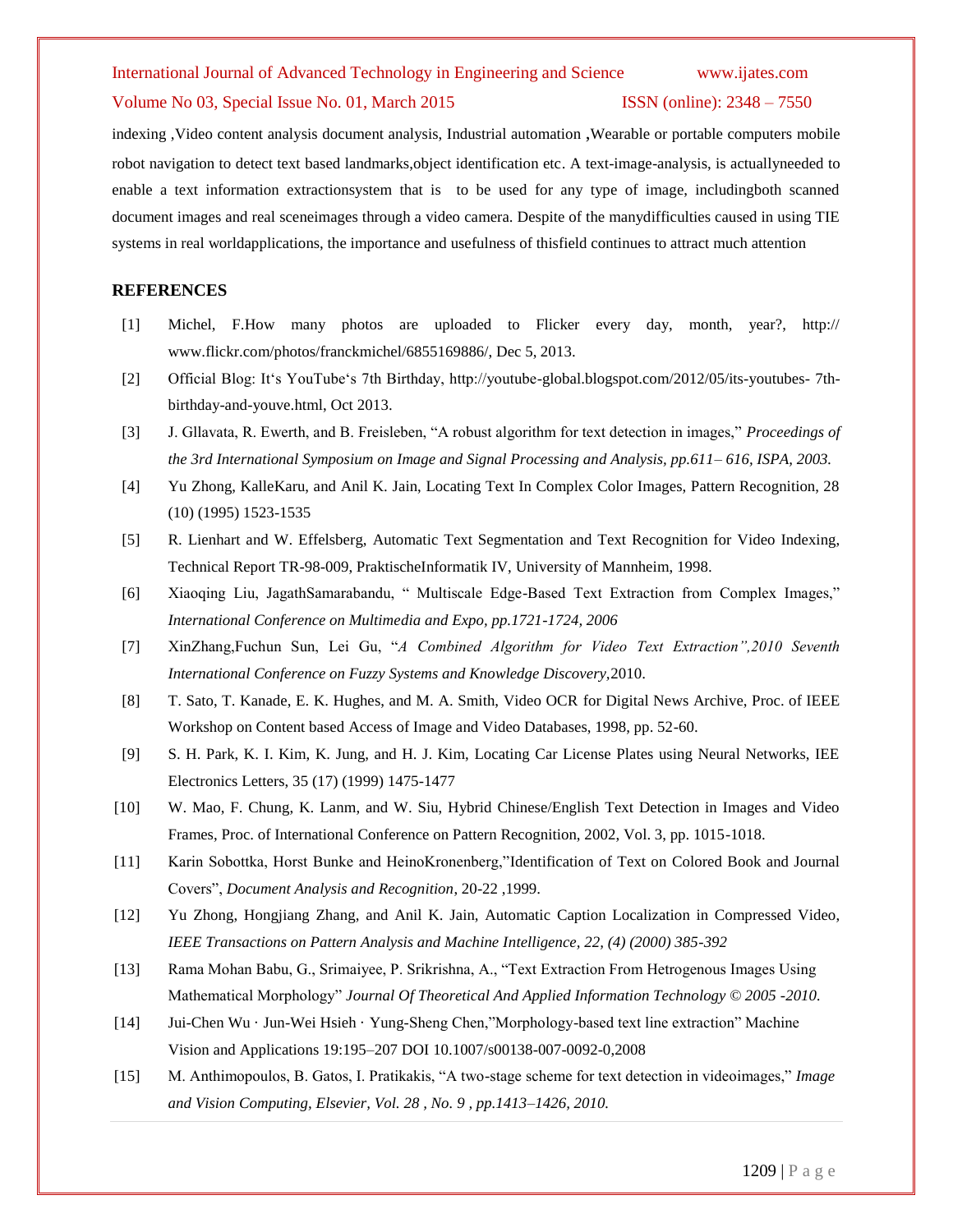indexing ,Video content analysis document analysis, Industrial automation ,Wearable or portable computers mobile robot navigation to detect text based landmarks,object identification etc. A text-image-analysis, is actuallyneeded to enable a text information extractionsystem that is to be used for any type of image, includingboth scanned document images and real sceneimages through a video camera. Despite of the manydifficulties caused in using TIE systems in real worldapplications, the importance and usefulness of thisfield continues to attract much attention

## REFERENCES

[1] Michel, F.How many photos are uploaded to Flicker every day, month, year?, http:// www.flickr.com/photos/franckmichel/6855169886/, Dec 5, 2013.

[2] Official Blog: It's YouTube's 7th Birthday, http://youtube-global.blogspot.com/2012/05/its-youtubes- 7th-birthday-and-youve.html, Oct 2013.

[3] J. Gllavata, R. Ewerth, and B. Freisleben, "A robust algorithm for text detection in images," *Proceedings of the 3rd International Symposium on Image and Signal Processing and Analysis, pp.611– 616, ISPA, 2003.*

[4] Yu Zhong, KalleKaru, and Anil K. Jain, Locating Text In Complex Color Images, Pattern Recognition, 28 (10) (1995) 1523-1535

[5] R. Lienhart and W. Effelsberg, Automatic Text Segmentation and Text Recognition for Video Indexing, Technical Report TR-98-009, PraktischeInformatik IV, University of Mannheim, 1998.

[6] Xiaoqing Liu, JagathSamarabandu, " Multiscale Edge-Based Text Extraction from Complex Images," *International Conference on Multimedia and Expo, pp.1721-1724, 2006*

[7] XinZhang,Fuchun Sun, Lei Gu, "*A Combined Algorithm for Video Text Extraction",2010 Seventh International Conference on Fuzzy Systems and Knowledge Discovery*,2010.

[8] T. Sato, T. Kanade, E. K. Hughes, and M. A. Smith, Video OCR for Digital News Archive, Proc. of IEEE Workshop on Content based Access of Image and Video Databases, 1998, pp. 52-60.

[9] S. H. Park, K. I. Kim, K. Jung, and H. J. Kim, Locating Car License Plates using Neural Networks, IEE Electronics Letters, 35 (17) (1999) 1475-1477

[10] W. Mao, F. Chung, K. Lanm, and W. Siu, Hybrid Chinese/English Text Detection in Images and Video Frames, Proc. of International Conference on Pattern Recognition, 2002, Vol. 3, pp. 1015-1018.

[11] Karin Sobottka, Horst Bunke and HeinoKronenberg,"Identification of Text on Colored Book and Journal Covers", *Document Analysis and Recognition*, 20-22 ,1999.

[12] Yu Zhong, Hongjiang Zhang, and Anil K. Jain, Automatic Caption Localization in Compressed Video, *IEEE Transactions on Pattern Analysis and Machine Intelligence, 22, (4) (2000) 385-392*

[13] Rama Mohan Babu, G., Srimaiyee, P. Srikrishna, A., "Text Extraction From Hetrogenous Images Using Mathematical Morphology" *Journal Of Theoretical And Applied Information Technology © 2005 -2010.*

[14] Jui-Chen Wu · Jun-Wei Hsieh · Yung-Sheng Chen,"Morphology-based text line extraction" Machine Vision and Applications 19:195–207 DOI 10.1007/s00138-007-0092-0,2008

[15] M. Anthimopoulos, B. Gatos, I. Pratikakis, "A two-stage scheme for text detection in videoimages," *Image and Vision Computing, Elsevier, Vol. 28 , No. 9 , pp.1413–1426, 2010.*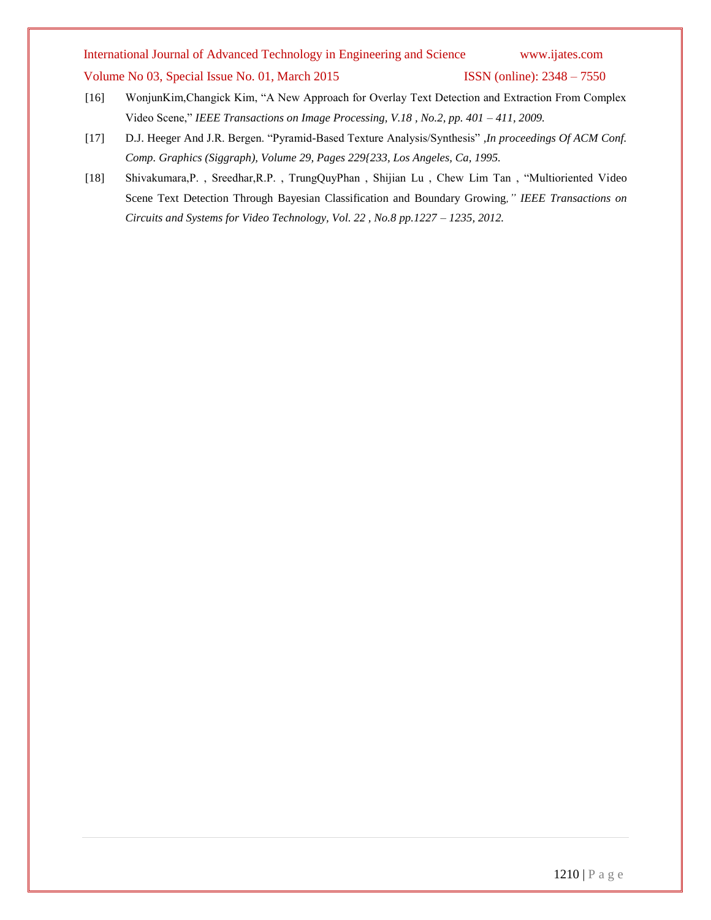[16] WonjunKim,Changick Kim, "A New Approach for Overlay Text Detection and Extraction From Complex Video Scene," *IEEE Transactions on Image Processing, V.18 , No.2, pp. 401 – 411, 2009.*

[17] D.J. Heeger And J.R. Bergen. "Pyramid-Based Texture Analysis/Synthesis" *,In proceedings Of ACM Conf. Comp. Graphics (Siggraph), Volume 29, Pages 229{233, Los Angeles, Ca, 1995.*

[18] Shivakumara,P. , Sreedhar,R.P. , TrungQuyPhan , Shijian Lu , Chew Lim Tan , "Multioriented Video Scene Text Detection Through Bayesian Classification and Boundary Growing*," IEEE Transactions on Circuits and Systems for Video Technology, Vol. 22 , No.8 pp.1227 – 1235, 2012.*